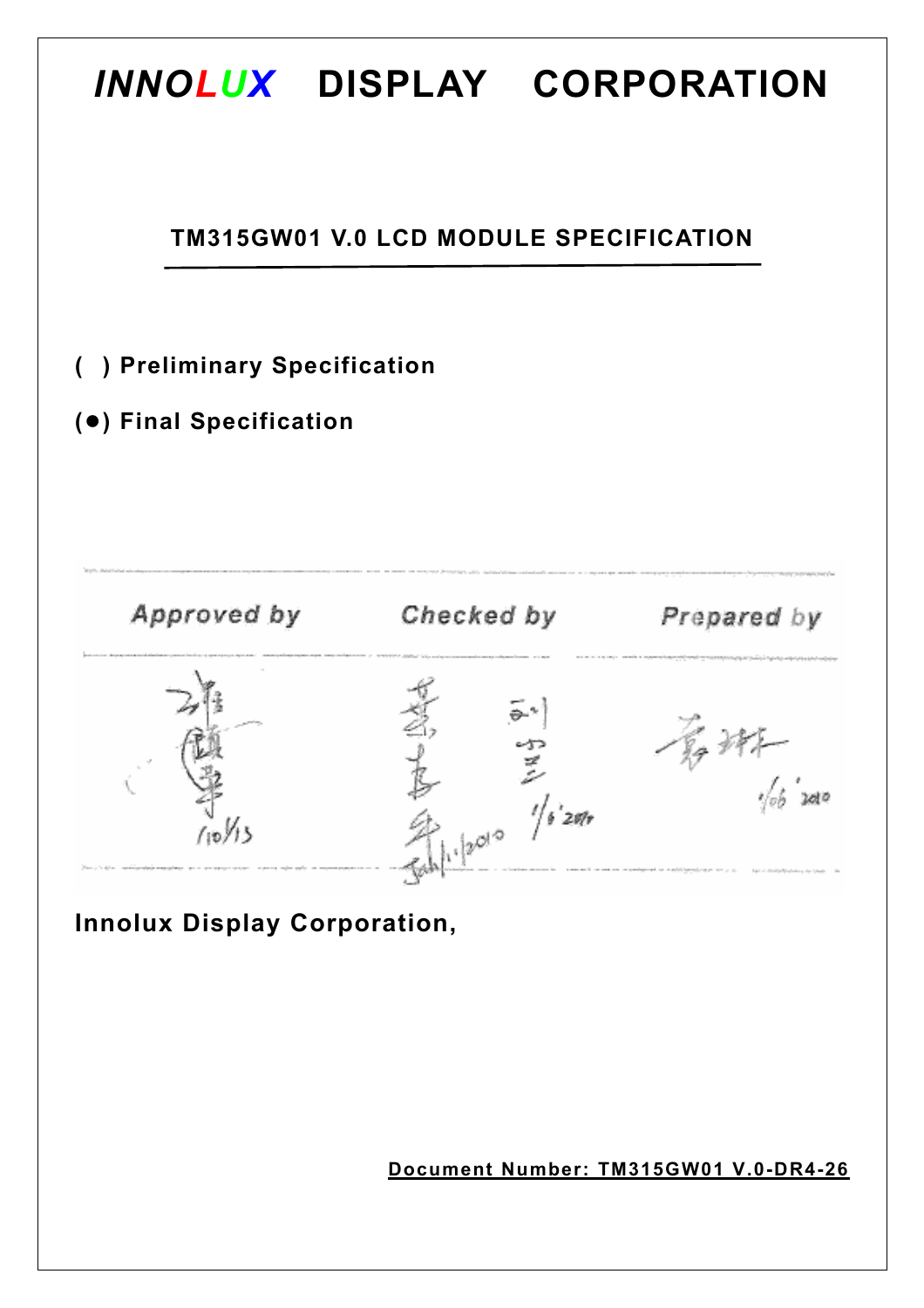# INNOLUX DISPLAY CORPORATION

## TM315GW01 V.0 LCD MODULE SPECIFICATION

( ) Preliminary Specification

(●) Final Specification

| Approved by | Checked by | Prepared by |
| --- | --- | --- |
| | | |

**Innolux Display Corporation,**

Document Number: TM315GW01 V.0-DR4-26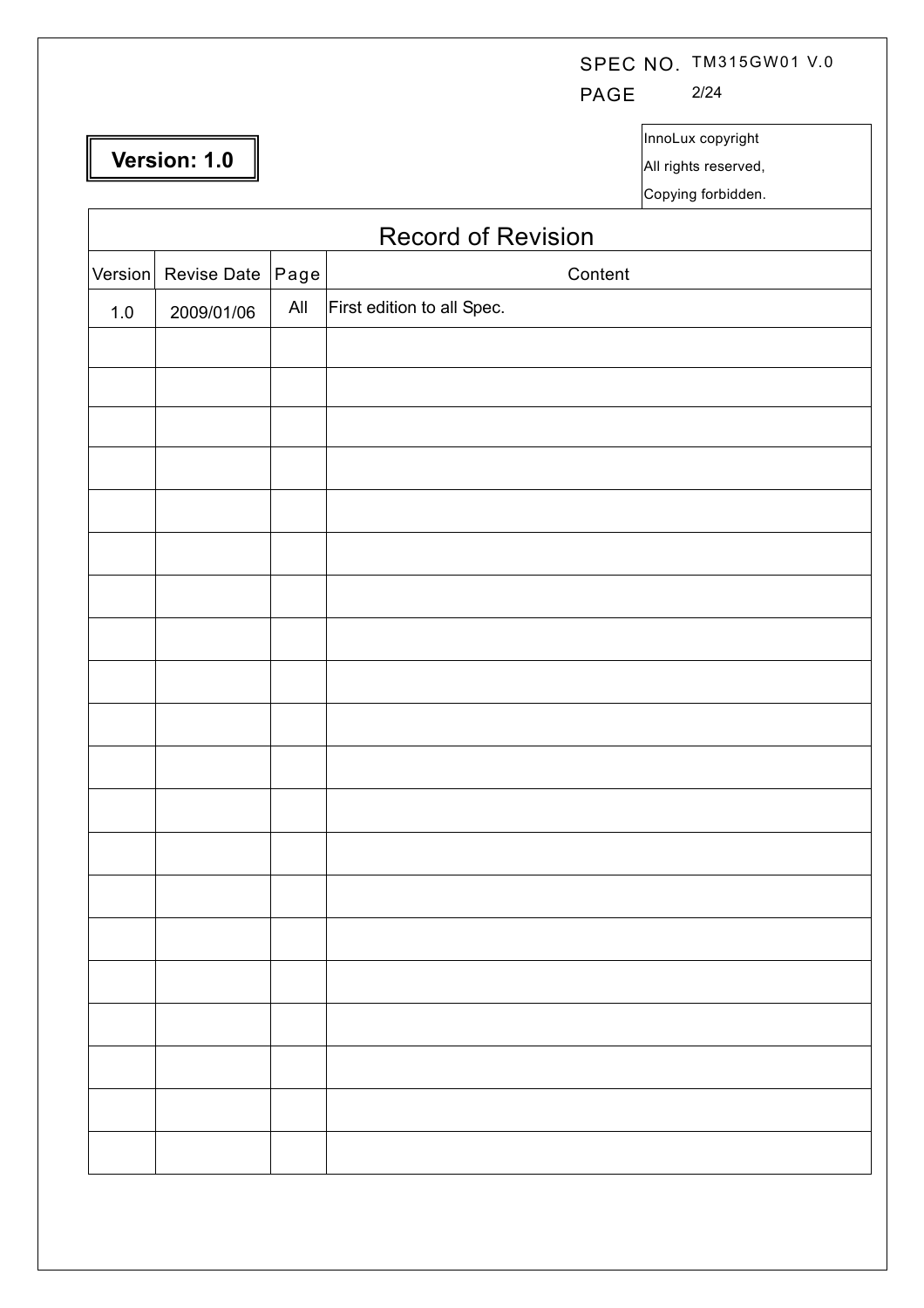**Version: 1.0**

InnoLux copyright
All rights reserved,
Copying forbidden.

## Record of Revision

| Version | Revise Date | Page | Content |
|---|---|---|---|
| 1.0 | 2009/01/06 | All | First edition to all Spec. |
| | | | |
| | | | |
| | | | |
| | | | |
| | | | |
| | | | |
| | | | |
| | | | |
| | | | |
| | | | |
| | | | |
| | | | |
| | | | |
| | | | |
| | | | |
| | | | |
| | | | |
| | | | |
| | | | |
| | | | |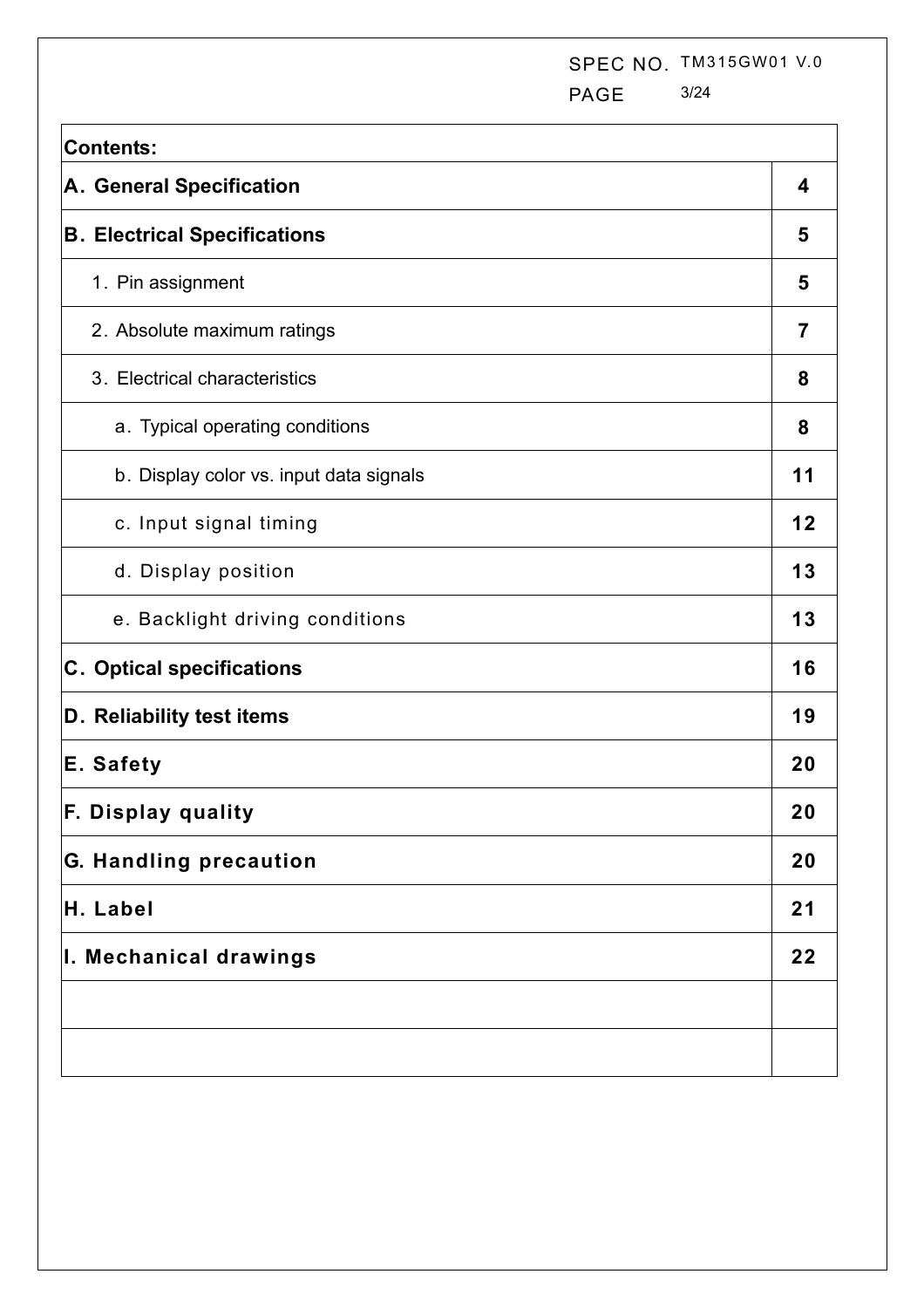| Contents: | |
|---|---|
| **A. General Specification** | **4** |
| **B. Electrical Specifications** | **5** |
| 1. Pin assignment | **5** |
| 2. Absolute maximum ratings | **7** |
| 3. Electrical characteristics | **8** |
| a. Typical operating conditions | **8** |
| b. Display color vs. input data signals | **11** |
| c. Input signal timing | **12** |
| d. Display position | **13** |
| e. Backlight driving conditions | **13** |
| **C. Optical specifications** | **16** |
| **D. Reliability test items** | **19** |
| **E. Safety** | **20** |
| **F. Display quality** | **20** |
| **G. Handling precaution** | **20** |
| **H. Label** | **21** |
| **I. Mechanical drawings** | **22** |
| | |
| | |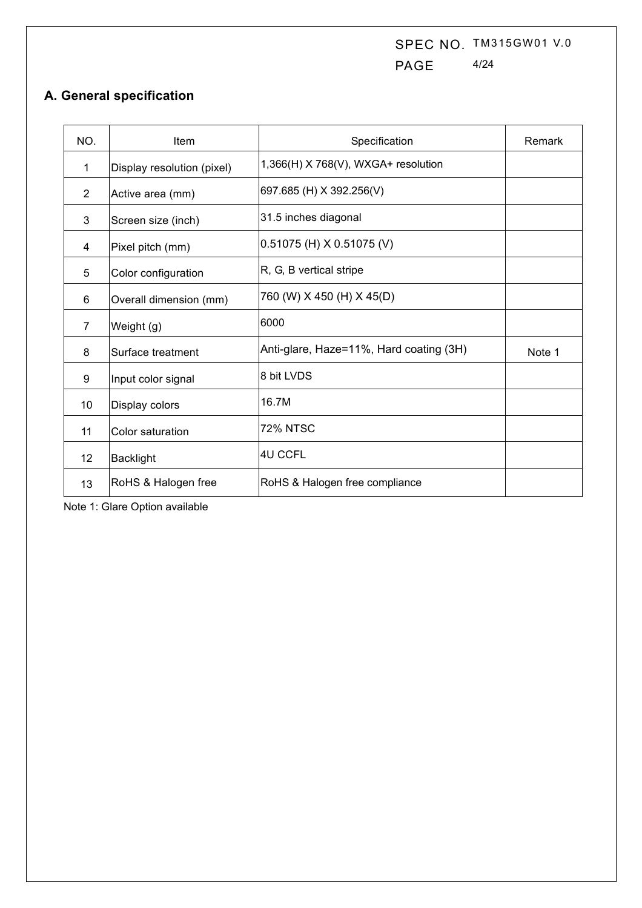## A. General specification

| NO. | Item | Specification | Remark |
|---|---|---|---|
| 1 | Display resolution (pixel) | 1,366(H) X 768(V), WXGA+ resolution | |
| 2 | Active area (mm) | 697.685 (H) X 392.256(V) | |
| 3 | Screen size (inch) | 31.5 inches diagonal | |
| 4 | Pixel pitch (mm) | 0.51075 (H) X 0.51075 (V) | |
| 5 | Color configuration | R, G, B vertical stripe | |
| 6 | Overall dimension (mm) | 760 (W) X 450 (H) X 45(D) | |
| 7 | Weight (g) | 6000 | |
| 8 | Surface treatment | Anti-glare, Haze=11%, Hard coating (3H) | Note 1 |
| 9 | Input color signal | 8 bit LVDS | |
| 10 | Display colors | 16.7M | |
| 11 | Color saturation | 72% NTSC | |
| 12 | Backlight | 4U CCFL | |
| 13 | RoHS & Halogen free | RoHS & Halogen free compliance | |

Note 1: Glare Option available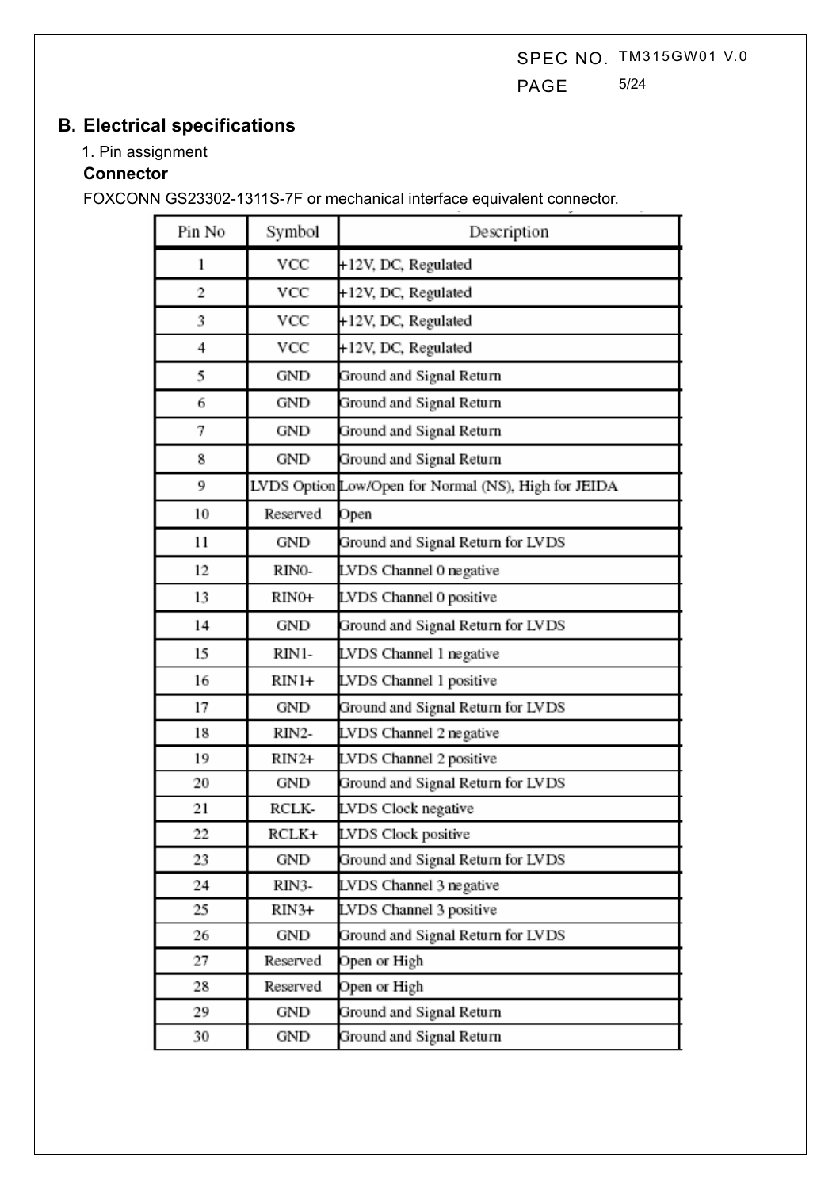## B. Electrical specifications

1. Pin assignment

**Connector**

FOXCONN GS23302-1311S-7F or mechanical interface equivalent connector.

| Pin No | Symbol | Description |
|---|---|---|
| 1 | VCC | +12V, DC, Regulated |
| 2 | VCC | +12V, DC, Regulated |
| 3 | VCC | +12V, DC, Regulated |
| 4 | VCC | +12V, DC, Regulated |
| 5 | GND | Ground and Signal Return |
| 6 | GND | Ground and Signal Return |
| 7 | GND | Ground and Signal Return |
| 8 | GND | Ground and Signal Return |
| 9 | LVDS Option | Low/Open for Normal (NS), High for JEIDA |
| 10 | Reserved | Open |
| 11 | GND | Ground and Signal Return for LVDS |
| 12 | RIN0- | LVDS Channel 0 negative |
| 13 | RIN0+ | LVDS Channel 0 positive |
| 14 | GND | Ground and Signal Return for LVDS |
| 15 | RIN1- | LVDS Channel 1 negative |
| 16 | RIN1+ | LVDS Channel 1 positive |
| 17 | GND | Ground and Signal Return for LVDS |
| 18 | RIN2- | LVDS Channel 2 negative |
| 19 | RIN2+ | LVDS Channel 2 positive |
| 20 | GND | Ground and Signal Return for LVDS |
| 21 | RCLK- | LVDS Clock negative |
| 22 | RCLK+ | LVDS Clock positive |
| 23 | GND | Ground and Signal Return for LVDS |
| 24 | RIN3- | LVDS Channel 3 negative |
| 25 | RIN3+ | LVDS Channel 3 positive |
| 26 | GND | Ground and Signal Return for LVDS |
| 27 | Reserved | Open or High |
| 28 | Reserved | Open or High |
| 29 | GND | Ground and Signal Return |
| 30 | GND | Ground and Signal Return |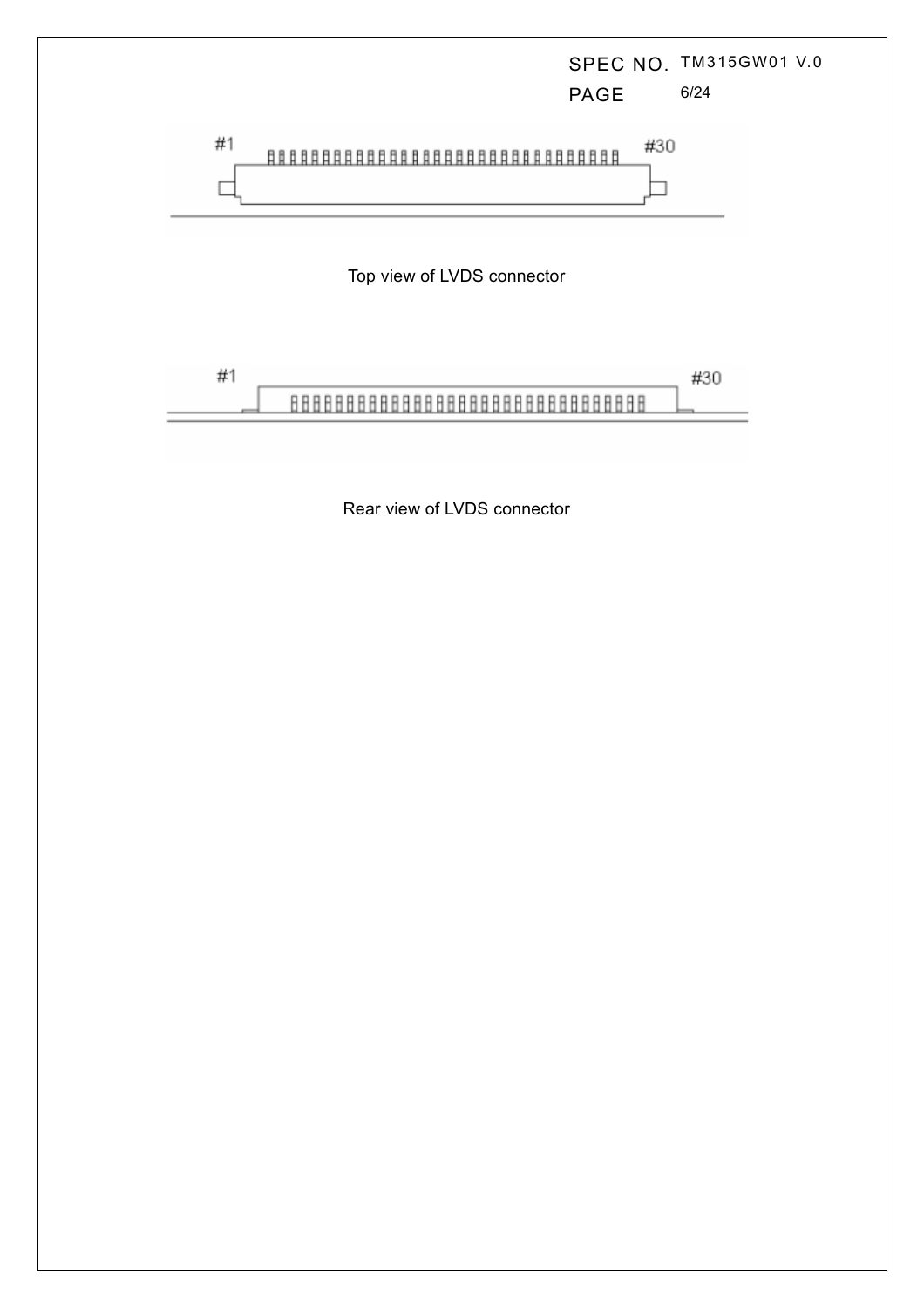#1 #30

Top view of LVDS connector

#1 #30

Rear view of LVDS connector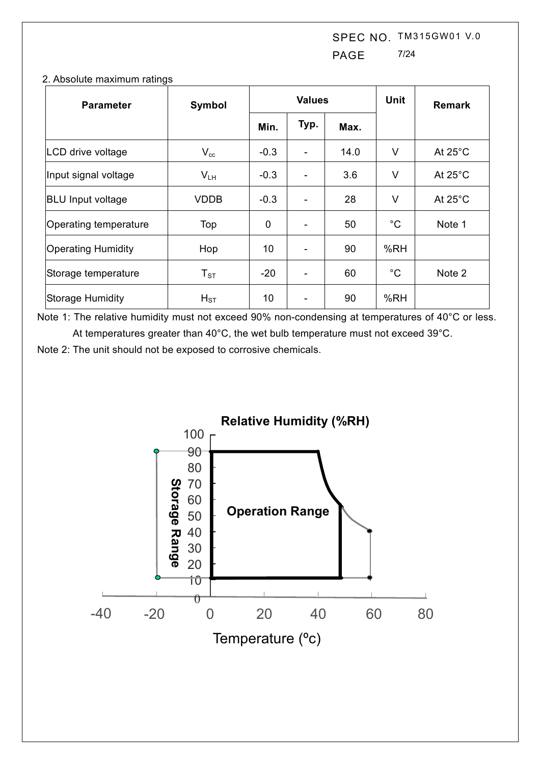## 2. Absolute maximum ratings

| Parameter | Symbol | Values | | | Unit | Remark |
|---|---|---|---|---|---|---|
| | | Min. | Typ. | Max. | | |
| LCD drive voltage | $V_{cc}$ | -0.3 | - | 14.0 | V | At 25°C |
| Input signal voltage | $V_{LH}$ | -0.3 | - | 3.6 | V | At 25°C |
| BLU Input voltage | VDDB | -0.3 | - | 28 | V | At 25°C |
| Operating temperature | Top | 0 | - | 50 | °C | Note 1 |
| Operating Humidity | Hop | 10 | - | 90 | %RH | |
| Storage temperature | $T_{ST}$ | -20 | - | 60 | °C | Note 2 |
| Storage Humidity | $H_{ST}$ | 10 | - | 90 | %RH | |

Note 1: The relative humidity must not exceed 90% non-condensing at temperatures of 40°C or less. At temperatures greater than 40°C, the wet bulb temperature must not exceed 39°C.

Note 2: The unit should not be exposed to corrosive chemicals.

Relative Humidity (%RH)

Operation Range

Storage Range

Temperature (ºc)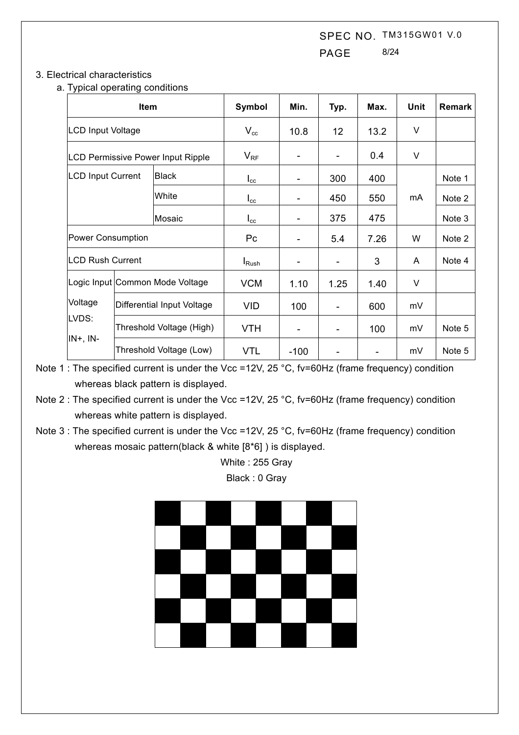3. Electrical characteristics

a. Typical operating conditions

| Item | | Symbol | Min. | Typ. | Max. | Unit | Remark |
|---|---|---|---|---|---|---|---|
| LCD Input Voltage | | $V_{cc}$ | 10.8 | 12 | 13.2 | V | |
| LCD Permissive Power Input Ripple | | $V_{RF}$ | - | - | 0.4 | V | |
| LCD Input Current | Black | $I_{cc}$ | - | 300 | 400 | mA | Note 1 |
| | White | $I_{cc}$ | - | 450 | 550 | mA | Note 2 |
| | Mosaic | $I_{cc}$ | - | 375 | 475 | mA | Note 3 |
| Power Consumption | | Pc | - | 5.4 | 7.26 | W | Note 2 |
| LCD Rush Current | | $I_{Rush}$ | - | - | 3 | A | Note 4 |
| Logic Input Voltage LVDS: IN+, IN- | Common Mode Voltage | VCM | 1.10 | 1.25 | 1.40 | V | |
| | Differential Input Voltage | VID | 100 | - | 600 | mV | |
| | Threshold Voltage (High) | VTH | - | - | 100 | mV | Note 5 |
| | Threshold Voltage (Low) | VTL | -100 | - | - | mV | Note 5 |

Note 1 : The specified current is under the Vcc =12V, 25 °C, fv=60Hz (frame frequency) condition whereas black pattern is displayed.

Note 2 : The specified current is under the Vcc =12V, 25 °C, fv=60Hz (frame frequency) condition whereas white pattern is displayed.

Note 3 : The specified current is under the Vcc =12V, 25 °C, fv=60Hz (frame frequency) condition whereas mosaic pattern(black & white [8*6] ) is displayed.

White : 255 Gray

Black : 0 Gray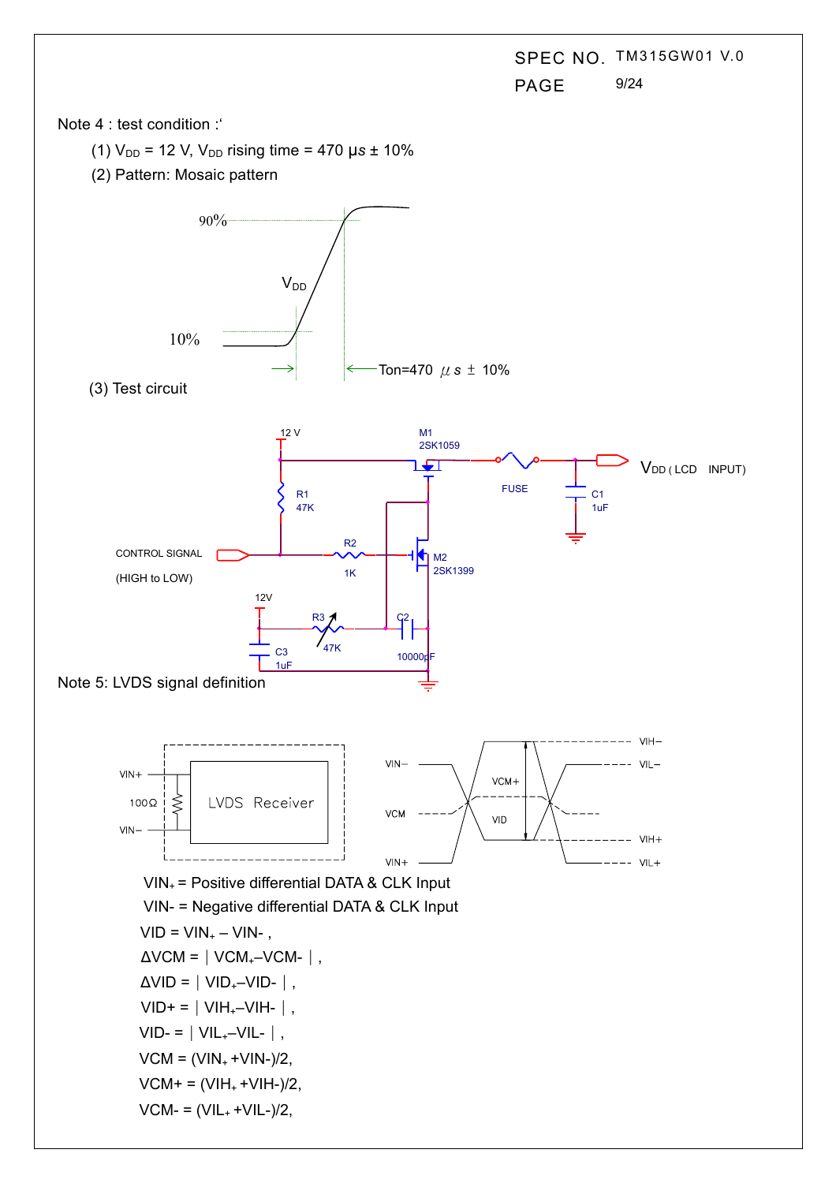Note 4 : test condition :'

(1) $V_{DD}$ = 12 V, $V_{DD}$ rising time = 470 μs ± 10%

(2) Pattern: Mosaic pattern

(3) Test circuit

Note 5: LVDS signal definition

$VIN_+$ = Positive differential DATA & CLK Input

VIN- = Negative differential DATA & CLK Input

$VID = VIN_+ - VIN-$ ,

$\Delta VCM = | VCM_+ - VCM- |$ ,

$\Delta VID = | VID_+ - VID- |$ ,

$VID+ = | VIH_+ - VIH- |$ ,

$VID- = | VIL_+ - VIL- |$ ,

$VCM = (VIN_+ + VIN-)/2$,

$VCM+ = (VIH_+ + VIH-)/2$,

$VCM- = (VIL_+ + VIL-)/2$,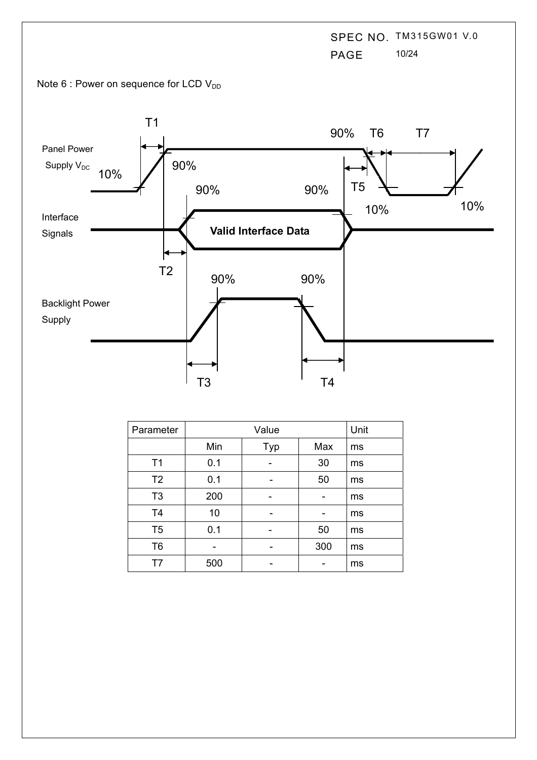Note 6 : Power on sequence for LCD $V_{DD}$

Panel Power Supply $V_{DC}$

Interface Signals

Valid Interface Data

Backlight Power Supply

T1 T2 T3 T4 T5 T6 T7

10% 90% 90% 90% 90% 10% 10% 90% 90%

| Parameter | Value | | | Unit |
|---|---|---|---|---|
| | Min | Typ | Max | ms |
| T1 | 0.1 | - | 30 | ms |
| T2 | 0.1 | - | 50 | ms |
| T3 | 200 | - | - | ms |
| T4 | 10 | - | - | ms |
| T5 | 0.1 | - | 50 | ms |
| T6 | - | - | 300 | ms |
| T7 | 500 | - | - | ms |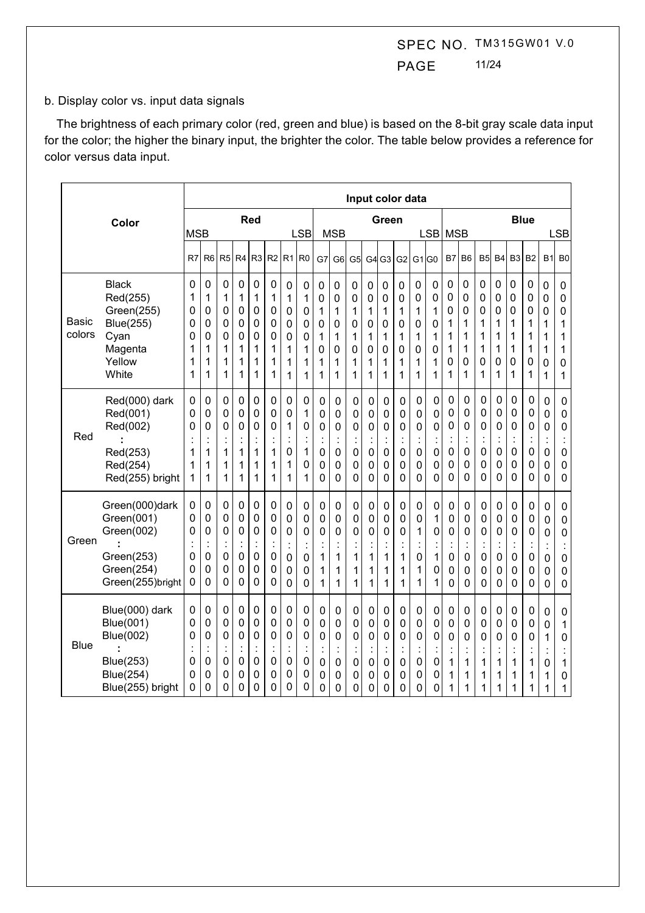b. Display color vs. input data signals

The brightness of each primary color (red, green and blue) is based on the 8-bit gray scale data input for the color; the higher the binary input, the brighter the color. The table below provides a reference for color versus data input.

| Color | | Input color data | | | | | | | | | | | | | | | | | | | | | | | |
|---|---|---|---|---|---|---|---|---|---|---|---|---|---|---|---|---|---|---|---|---|---|---|---|---|---|
| | | Red | | | | | | | | Green | | | | | | | | Blue | | | | | | | |
| | | MSB | | | | | | | LSB | MSB | | | | | | | LSB | MSB | | | | | | | LSB |
| | | R7 | R6 | R5 | R4 | R3 | R2 | R1 | R0 | G7 | G6 | G5 | G4 | G3 | G2 | G1 | G0 | B7 | B6 | B5 | B4 | B3 | B2 | B1 | B0 |
| Basic colors | Black | 0 | 0 | 0 | 0 | 0 | 0 | 0 | 0 | 0 | 0 | 0 | 0 | 0 | 0 | 0 | 0 | 0 | 0 | 0 | 0 | 0 | 0 | 0 | 0 |
| | Red(255) | 1 | 1 | 1 | 1 | 1 | 1 | 1 | 1 | 0 | 0 | 0 | 0 | 0 | 0 | 0 | 0 | 0 | 0 | 0 | 0 | 0 | 0 | 0 | 0 |
| | Green(255) | 0 | 0 | 0 | 0 | 0 | 0 | 0 | 0 | 1 | 1 | 1 | 1 | 1 | 1 | 1 | 1 | 0 | 0 | 0 | 0 | 0 | 0 | 0 | 0 |
| | Blue(255) | 0 | 0 | 0 | 0 | 0 | 0 | 0 | 0 | 0 | 0 | 0 | 0 | 0 | 0 | 0 | 0 | 1 | 1 | 1 | 1 | 1 | 1 | 1 | 1 |
| | Cyan | 0 | 0 | 0 | 0 | 0 | 0 | 0 | 0 | 1 | 1 | 1 | 1 | 1 | 1 | 1 | 1 | 1 | 1 | 1 | 1 | 1 | 1 | 1 | 1 |
| | Magenta | 1 | 1 | 1 | 1 | 1 | 1 | 1 | 1 | 0 | 0 | 0 | 0 | 0 | 0 | 0 | 0 | 1 | 1 | 1 | 1 | 1 | 1 | 1 | 1 |
| | Yellow | 1 | 1 | 1 | 1 | 1 | 1 | 1 | 1 | 1 | 1 | 1 | 1 | 1 | 1 | 1 | 1 | 0 | 0 | 0 | 0 | 0 | 0 | 0 | 0 |
| | White | 1 | 1 | 1 | 1 | 1 | 1 | 1 | 1 | 1 | 1 | 1 | 1 | 1 | 1 | 1 | 1 | 1 | 1 | 1 | 1 | 1 | 1 | 1 | 1 |
| Red | Red(000) dark | 0 | 0 | 0 | 0 | 0 | 0 | 0 | 0 | 0 | 0 | 0 | 0 | 0 | 0 | 0 | 0 | 0 | 0 | 0 | 0 | 0 | 0 | 0 | 0 |
| | Red(001) | 0 | 0 | 0 | 0 | 0 | 0 | 0 | 1 | 0 | 0 | 0 | 0 | 0 | 0 | 0 | 0 | 0 | 0 | 0 | 0 | 0 | 0 | 0 | 0 |
| | Red(002) | 0 | 0 | 0 | 0 | 0 | 0 | 1 | 0 | 0 | 0 | 0 | 0 | 0 | 0 | 0 | 0 | 0 | 0 | 0 | 0 | 0 | 0 | 0 | 0 |
| | : | : | : | : | : | : | : | : | : | : | : | : | : | : | : | : | : | : | : | : | : | : | : | : | : |
| | Red(253) | 1 | 1 | 1 | 1 | 1 | 1 | 0 | 1 | 0 | 0 | 0 | 0 | 0 | 0 | 0 | 0 | 0 | 0 | 0 | 0 | 0 | 0 | 0 | 0 |
| | Red(254) | 1 | 1 | 1 | 1 | 1 | 1 | 1 | 0 | 0 | 0 | 0 | 0 | 0 | 0 | 0 | 0 | 0 | 0 | 0 | 0 | 0 | 0 | 0 | 0 |
| | Red(255) bright | 1 | 1 | 1 | 1 | 1 | 1 | 1 | 1 | 0 | 0 | 0 | 0 | 0 | 0 | 0 | 0 | 0 | 0 | 0 | 0 | 0 | 0 | 0 | 0 |
| Green | Green(000)dark | 0 | 0 | 0 | 0 | 0 | 0 | 0 | 0 | 0 | 0 | 0 | 0 | 0 | 0 | 0 | 0 | 0 | 0 | 0 | 0 | 0 | 0 | 0 | 0 |
| | Green(001) | 0 | 0 | 0 | 0 | 0 | 0 | 0 | 0 | 0 | 0 | 0 | 0 | 0 | 0 | 0 | 1 | 0 | 0 | 0 | 0 | 0 | 0 | 0 | 0 |
| | Green(002) | 0 | 0 | 0 | 0 | 0 | 0 | 0 | 0 | 0 | 0 | 0 | 0 | 0 | 0 | 1 | 0 | 0 | 0 | 0 | 0 | 0 | 0 | 0 | 0 |
| | : | : | : | : | : | : | : | : | : | : | : | : | : | : | : | : | : | : | : | : | : | : | : | : | : |
| | Green(253) | 0 | 0 | 0 | 0 | 0 | 0 | 0 | 0 | 1 | 1 | 1 | 1 | 1 | 1 | 0 | 1 | 0 | 0 | 0 | 0 | 0 | 0 | 0 | 0 |
| | Green(254) | 0 | 0 | 0 | 0 | 0 | 0 | 0 | 0 | 1 | 1 | 1 | 1 | 1 | 1 | 1 | 0 | 0 | 0 | 0 | 0 | 0 | 0 | 0 | 0 |
| | Green(255)bright | 0 | 0 | 0 | 0 | 0 | 0 | 0 | 0 | 1 | 1 | 1 | 1 | 1 | 1 | 1 | 1 | 0 | 0 | 0 | 0 | 0 | 0 | 0 | 0 |
| Blue | Blue(000) dark | 0 | 0 | 0 | 0 | 0 | 0 | 0 | 0 | 0 | 0 | 0 | 0 | 0 | 0 | 0 | 0 | 0 | 0 | 0 | 0 | 0 | 0 | 0 | 0 |
| | Blue(001) | 0 | 0 | 0 | 0 | 0 | 0 | 0 | 0 | 0 | 0 | 0 | 0 | 0 | 0 | 0 | 0 | 0 | 0 | 0 | 0 | 0 | 0 | 0 | 1 |
| | Blue(002) | 0 | 0 | 0 | 0 | 0 | 0 | 0 | 0 | 0 | 0 | 0 | 0 | 0 | 0 | 0 | 0 | 0 | 0 | 0 | 0 | 0 | 0 | 1 | 0 |
| | : | : | : | : | : | : | : | : | : | : | : | : | : | : | : | : | : | : | : | : | : | : | : | : | : |
| | Blue(253) | 0 | 0 | 0 | 0 | 0 | 0 | 0 | 0 | 0 | 0 | 0 | 0 | 0 | 0 | 0 | 0 | 1 | 1 | 1 | 1 | 1 | 1 | 0 | 1 |
| | Blue(254) | 0 | 0 | 0 | 0 | 0 | 0 | 0 | 0 | 0 | 0 | 0 | 0 | 0 | 0 | 0 | 0 | 1 | 1 | 1 | 1 | 1 | 1 | 1 | 0 |
| | Blue(255) bright | 0 | 0 | 0 | 0 | 0 | 0 | 0 | 0 | 0 | 0 | 0 | 0 | 0 | 0 | 0 | 0 | 1 | 1 | 1 | 1 | 1 | 1 | 1 | 1 |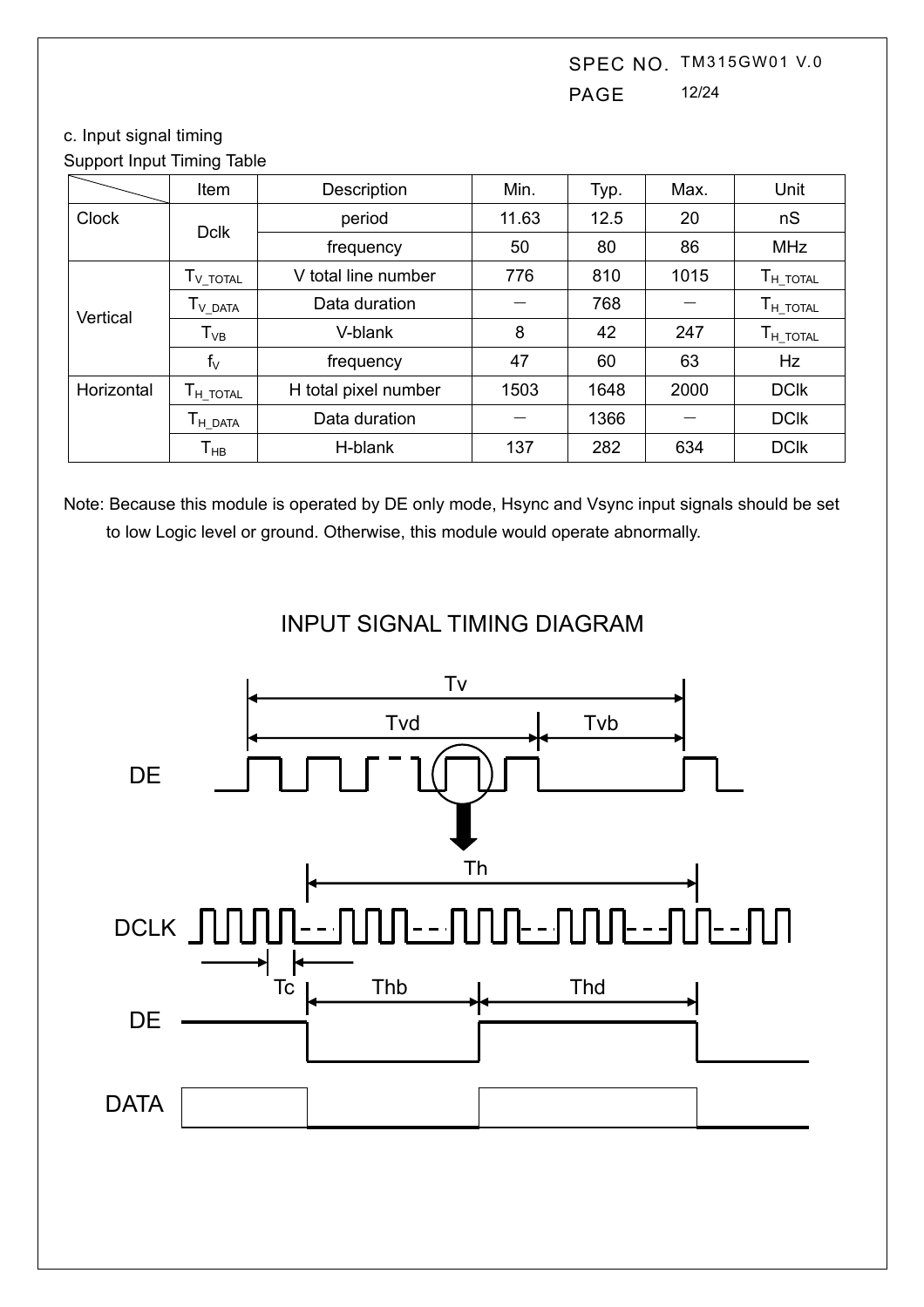c. Input signal timing

Support Input Timing Table

| | Item | Description | Min. | Typ. | Max. | Unit |
|---|---|---|---|---|---|---|
| Clock | Dclk | period | 11.63 | 12.5 | 20 | nS |
| | | frequency | 50 | 80 | 86 | MHz |
| Vertical | $T_{V\_TOTAL}$ | V total line number | 776 | 810 | 1015 | $T_{H\_TOTAL}$ |
| | $T_{V\_DATA}$ | Data duration | － | 768 | － | $T_{H\_TOTAL}$ |
| | $T_{VB}$ | V-blank | 8 | 42 | 247 | $T_{H\_TOTAL}$ |
| | $f_V$ | frequency | 47 | 60 | 63 | Hz |
| Horizontal | $T_{H\_TOTAL}$ | H total pixel number | 1503 | 1648 | 2000 | DClk |
| | $T_{H\_DATA}$ | Data duration | － | 1366 | － | DClk |
| | $T_{HB}$ | H-blank | 137 | 282 | 634 | DClk |

Note: Because this module is operated by DE only mode, Hsync and Vsync input signals should be set to low Logic level or ground. Otherwise, this module would operate abnormally.

## INPUT SIGNAL TIMING DIAGRAM

Tv, Tvd, Tvb, DE, Th, DCLK, Tc, Thb, Thd, DE, DATA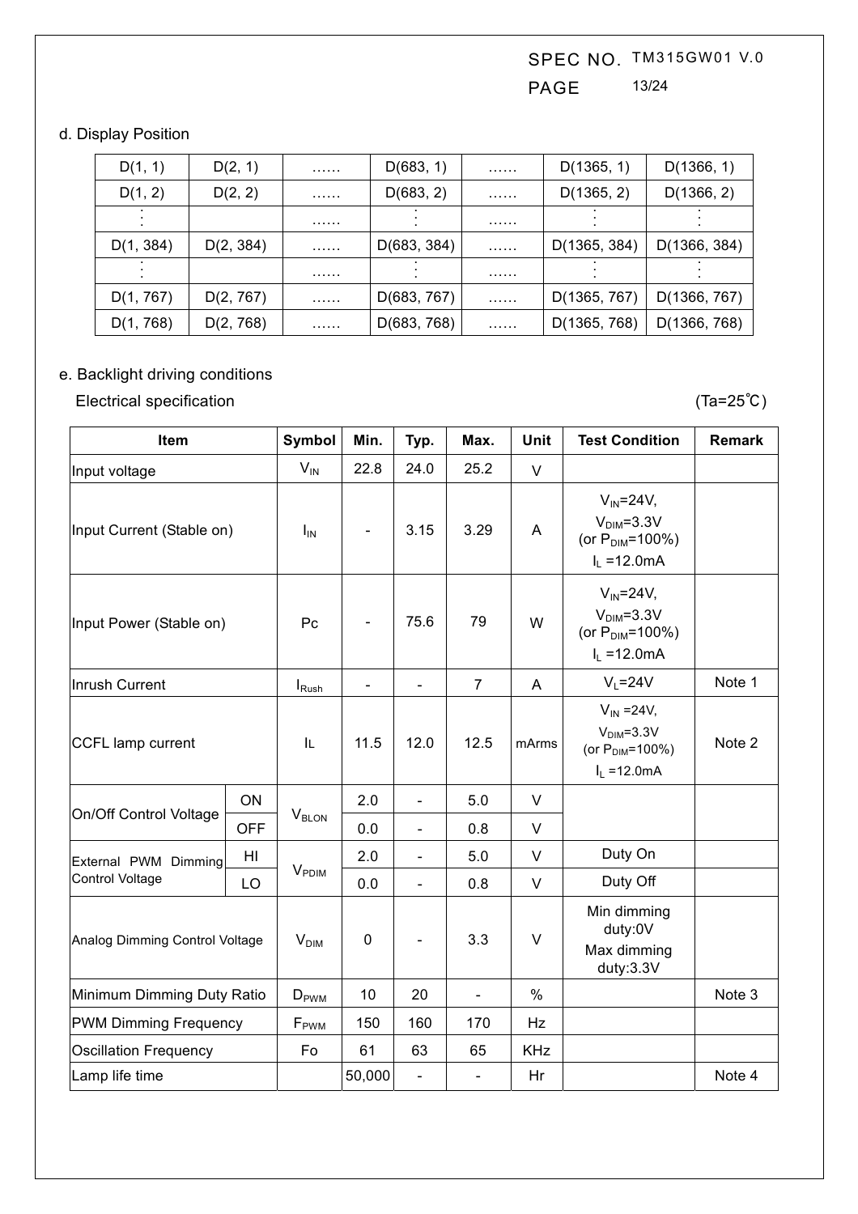d. Display Position

| D(1, 1) | D(2, 1) | …… | D(683, 1) | …… | D(1365, 1) | D(1366, 1) |
|---|---|---|---|---|---|---|
| D(1, 2) | D(2, 2) | …… | D(683, 2) | …… | D(1365, 2) | D(1366, 2) |
| ⋮ | | …… | ⋮ | …… | ⋮ | ⋮ |
| D(1, 384) | D(2, 384) | …… | D(683, 384) | …… | D(1365, 384) | D(1366, 384) |
| ⋮ | | …… | ⋮ | …… | ⋮ | ⋮ |
| D(1, 767) | D(2, 767) | …… | D(683, 767) | …… | D(1365, 767) | D(1366, 767) |
| D(1, 768) | D(2, 768) | …… | D(683, 768) | …… | D(1365, 768) | D(1366, 768) |

e. Backlight driving conditions

Electrical specification (Ta=25℃)

| Item | | Symbol | Min. | Typ. | Max. | Unit | Test Condition | Remark |
|---|---|---|---|---|---|---|---|---|
| Input voltage | | $V_{IN}$ | 22.8 | 24.0 | 25.2 | V | | |
| Input Current (Stable on) | | $I_{IN}$ | - | 3.15 | 3.29 | A | $V_{IN}$=24V, $V_{DIM}$=3.3V (or $P_{DIM}$=100%) $I_L$ =12.0mA | |
| Input Power (Stable on) | | Pc | - | 75.6 | 79 | W | $V_{IN}$=24V, $V_{DIM}$=3.3V (or $P_{DIM}$=100%) $I_L$ =12.0mA | |
| Inrush Current | | $I_{Rush}$ | - | - | 7 | A | $V_L$=24V | Note 1 |
| CCFL lamp current | | IL | 11.5 | 12.0 | 12.5 | mArms | $V_{IN}$ =24V, $V_{DIM}$=3.3V (or $P_{DIM}$=100%) $I_L$ =12.0mA | Note 2 |
| On/Off Control Voltage | ON | $V_{BLON}$ | 2.0 | - | 5.0 | V | | |
| | OFF | | 0.0 | - | 0.8 | V | | |
| External PWM Dimming Control Voltage | HI | $V_{PDIM}$ | 2.0 | - | 5.0 | V | Duty On | |
| | LO | | 0.0 | - | 0.8 | V | Duty Off | |
| Analog Dimming Control Voltage | | $V_{DIM}$ | 0 | - | 3.3 | V | Min dimming duty:0V Max dimming duty:3.3V | |
| Minimum Dimming Duty Ratio | | $D_{PWM}$ | 10 | 20 | - | % | | Note 3 |
| PWM Dimming Frequency | | $F_{PWM}$ | 150 | 160 | 170 | Hz | | |
| Oscillation Frequency | | Fo | 61 | 63 | 65 | KHz | | |
| Lamp life time | | | 50,000 | - | - | Hr | | Note 4 |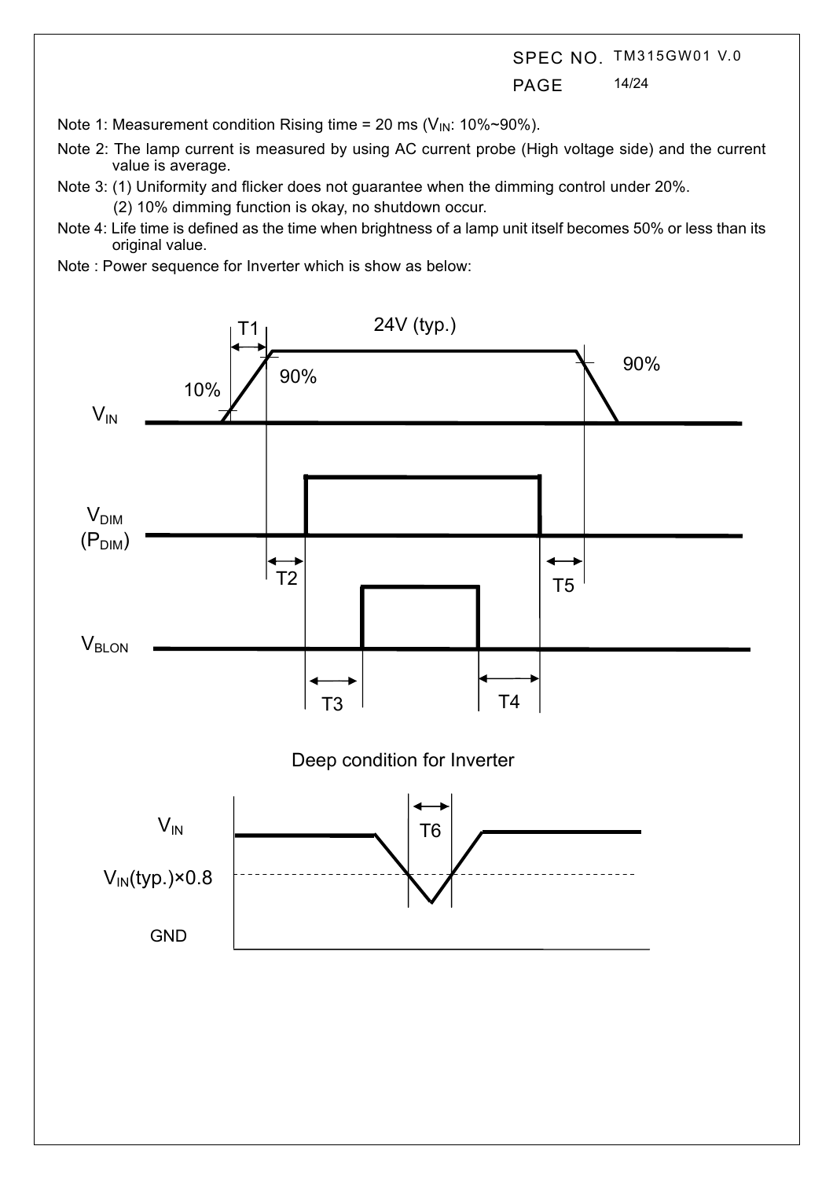Note 1: Measurement condition Rising time = 20 ms ($V_{IN}$: 10%~90%).

Note 2: The lamp current is measured by using AC current probe (High voltage side) and the current value is average.

Note 3: (1) Uniformity and flicker does not guarantee when the dimming control under 20%.

(2) 10% dimming function is okay, no shutdown occur.

Note 4: Life time is defined as the time when brightness of a lamp unit itself becomes 50% or less than its original value.

Note : Power sequence for Inverter which is show as below:

24V (typ.)

T1

10%

90%

90%

$V_{IN}$

$V_{DIM}$ ($P_{DIM}$)

T2

T5

$V_{BLON}$

T3

T4

Deep condition for Inverter

$V_{IN}$

T6

$V_{IN}$(typ.)×0.8

GND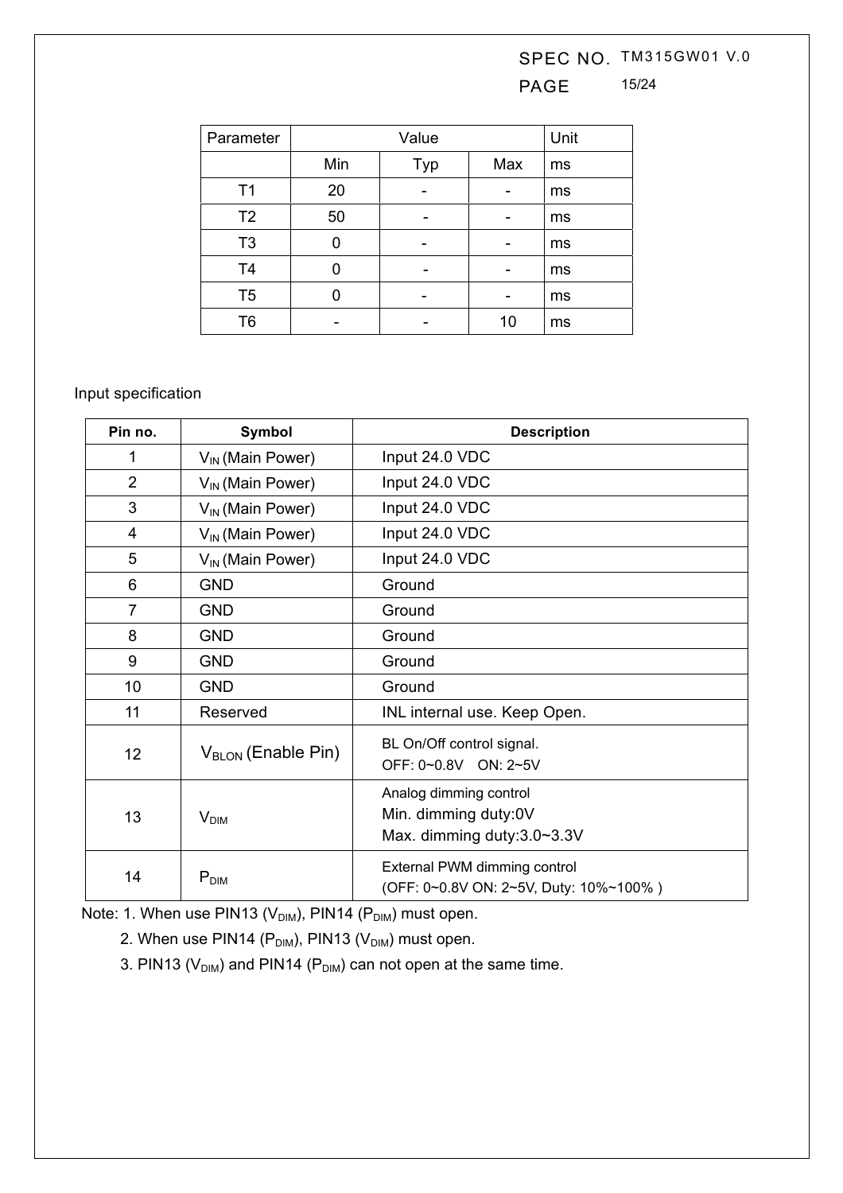| Parameter | Value | | | Unit |
|---|---|---|---|---|
| | Min | Typ | Max | ms |
| T1 | 20 | - | - | ms |
| T2 | 50 | - | - | ms |
| T3 | 0 | - | - | ms |
| T4 | 0 | - | - | ms |
| T5 | 0 | - | - | ms |
| T6 | - | - | 10 | ms |

Input specification

| Pin no. | Symbol | Description |
|---|---|---|
| 1 | $V_{IN}$ (Main Power) | Input 24.0 VDC |
| 2 | $V_{IN}$ (Main Power) | Input 24.0 VDC |
| 3 | $V_{IN}$ (Main Power) | Input 24.0 VDC |
| 4 | $V_{IN}$ (Main Power) | Input 24.0 VDC |
| 5 | $V_{IN}$ (Main Power) | Input 24.0 VDC |
| 6 | GND | Ground |
| 7 | GND | Ground |
| 8 | GND | Ground |
| 9 | GND | Ground |
| 10 | GND | Ground |
| 11 | Reserved | INL internal use. Keep Open. |
| 12 | $V_{BLON}$ (Enable Pin) | BL On/Off control signal.<br>OFF: 0~0.8V ON: 2~5V |
| 13 | $V_{DIM}$ | Analog dimming control<br>Min. dimming duty:0V<br>Max. dimming duty:3.0~3.3V |
| 14 | $P_{DIM}$ | External PWM dimming control<br>(OFF: 0~0.8V ON: 2~5V, Duty: 10%~100% ) |

Note: 1. When use PIN13 ($V_{DIM}$), PIN14 ($P_{DIM}$) must open.

2. When use PIN14 ($P_{DIM}$), PIN13 ($V_{DIM}$) must open.

3. PIN13 ($V_{DIM}$) and PIN14 ($P_{DIM}$) can not open at the same time.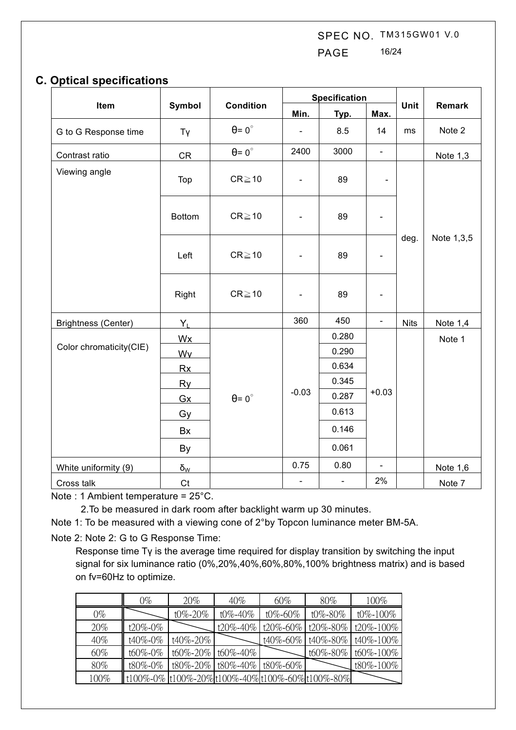## C. Optical specifications

| Item | Symbol | Condition | Specification | | | Unit | Remark |
|---|---|---|---|---|---|---|---|
| | | | Min. | Typ. | Max. | | |
| G to G Response time | Tγ | θ= 0° | - | 8.5 | 14 | ms | Note 2 |
| Contrast ratio | CR | θ= 0° | 2400 | 3000 | - | | Note 1,3 |
| Viewing angle | Top | CR≧10 | - | 89 | - | deg. | Note 1,3,5 |
| | Bottom | CR≧10 | - | 89 | - | | |
| | Left | CR≧10 | - | 89 | - | | |
| | Right | CR≧10 | - | 89 | - | | |
| Brightness (Center) | $Y_L$ | | 360 | 450 | - | Nits | Note 1,4 |
| Color chromaticity(CIE) | Wx | θ= 0° | -0.03 | 0.280 | +0.03 | | Note 1 |
| | Wy | | | 0.290 | | | |
| | Rx | | | 0.634 | | | |
| | Ry | | | 0.345 | | | |
| | Gx | | | 0.287 | | | |
| | Gy | | | 0.613 | | | |
| | Bx | | | 0.146 | | | |
| | By | | | 0.061 | | | |
| White uniformity (9) | $\delta_W$ | | 0.75 | 0.80 | - | | Note 1,6 |
| Cross talk | Ct | | - | - | 2% | | Note 7 |

Note : 1 Ambient temperature = 25°C.

2.To be measured in dark room after backlight warm up 30 minutes.

Note 1: To be measured with a viewing cone of 2°by Topcon luminance meter BM-5A.

Note 2: Note 2: G to G Response Time:

Response time Tγ is the average time required for display transition by switching the input signal for six luminance ratio (0%,20%,40%,60%,80%,100% brightness matrix) and is based on fv=60Hz to optimize.

| | 0% | 20% | 40% | 60% | 80% | 100% |
|---|---|---|---|---|---|---|
| 0% | | t0%-20% | t0%-40% | t0%-60% | t0%-80% | t0%-100% |
| 20% | t20%-0% | | t20%-40% | t20%-60% | t20%-80% | t20%-100% |
| 40% | t40%-0% | t40%-20% | | t40%-60% | t40%-80% | t40%-100% |
| 60% | t60%-0% | t60%-20% | t60%-40% | | t60%-80% | t60%-100% |
| 80% | t80%-0% | t80%-20% | t80%-40% | t80%-60% | | t80%-100% |
| 100% | t100%-0% | t100%-20% | t100%-40% | t100%-60% | t100%-80% | |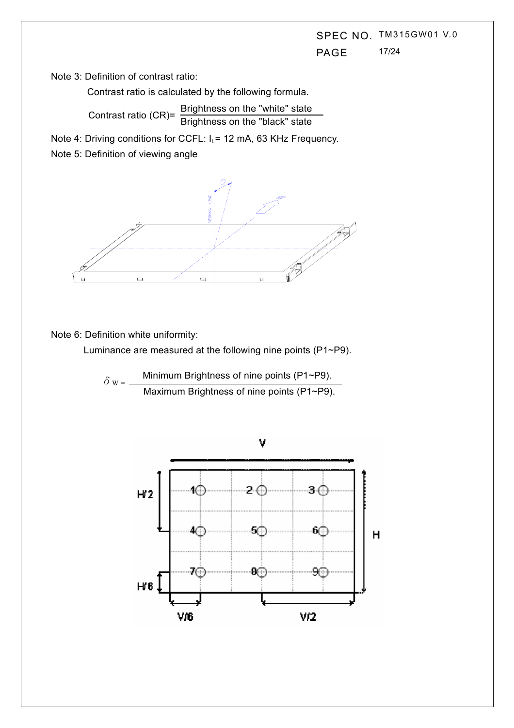Note 3: Definition of contrast ratio:

Contrast ratio is calculated by the following formula.

$$\text{Contrast ratio (CR)} = \frac{\text{Brightness on the "white" state}}{\text{Brightness on the "black" state}}$$

Note 4: Driving conditions for CCFL: $I_L$= 12 mA, 63 KHz Frequency.

Note 5: Definition of viewing angle

Note 6: Definition white uniformity:

Luminance are measured at the following nine points (P1~P9).

$$\delta_W = \frac{\text{Minimum Brightness of nine points (P1~P9).}}{\text{Maximum Brightness of nine points (P1~P9).}}$$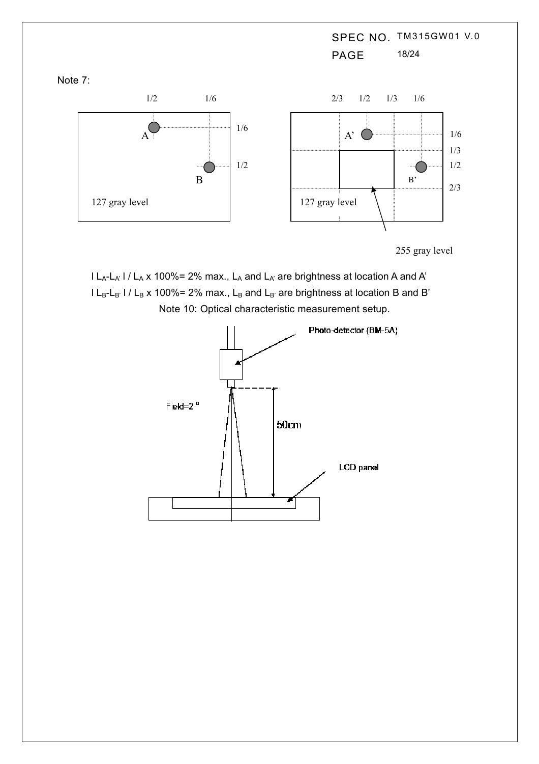Note 7:

1/2 1/6

1/6

A

1/2

B

127 gray level

2/3 1/2 1/3 1/6

A'

1/6

1/3

1/2

B'

2/3

127 gray level

255 gray level

$| L_A - L_{A'} | / L_A \times 100\% = 2\%$ max., $L_A$ and $L_{A'}$ are brightness at location A and A'

$| L_B - L_{B'} | / L_B \times 100\% = 2\%$ max., $L_B$ and $L_{B'}$ are brightness at location B and B'

Note 10: Optical characteristic measurement setup.

Photo-detector (BM-5A)

Field=2°

50cm

LCD panel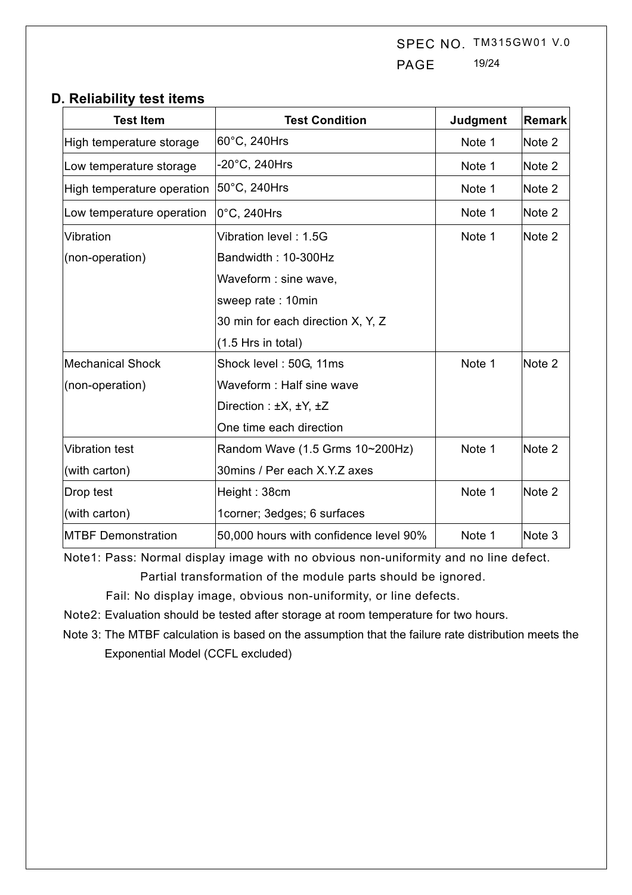## D. Reliability test items

| Test Item | Test Condition | Judgment | Remark |
|---|---|---|---|
| High temperature storage | 60°C, 240Hrs | Note 1 | Note 2 |
| Low temperature storage | -20°C, 240Hrs | Note 1 | Note 2 |
| High temperature operation | 50°C, 240Hrs | Note 1 | Note 2 |
| Low temperature operation | 0°C, 240Hrs | Note 1 | Note 2 |
| Vibration (non-operation) | Vibration level : 1.5G<br>Bandwidth : 10-300Hz<br>Waveform : sine wave,<br>sweep rate : 10min<br>30 min for each direction X, Y, Z<br>(1.5 Hrs in total) | Note 1 | Note 2 |
| Mechanical Shock (non-operation) | Shock level : 50G, 11ms<br>Waveform : Half sine wave<br>Direction : ±X, ±Y, ±Z<br>One time each direction | Note 1 | Note 2 |
| Vibration test (with carton) | Random Wave (1.5 Grms 10~200Hz)<br>30mins / Per each X.Y.Z axes | Note 1 | Note 2 |
| Drop test (with carton) | Height : 38cm<br>1corner; 3edges; 6 surfaces | Note 1 | Note 2 |
| MTBF Demonstration | 50,000 hours with confidence level 90% | Note 1 | Note 3 |

Note1: Pass: Normal display image with no obvious non-uniformity and no line defect.
Partial transformation of the module parts should be ignored.
Fail: No display image, obvious non-uniformity, or line defects.

Note2: Evaluation should be tested after storage at room temperature for two hours.

Note 3: The MTBF calculation is based on the assumption that the failure rate distribution meets the Exponential Model (CCFL excluded)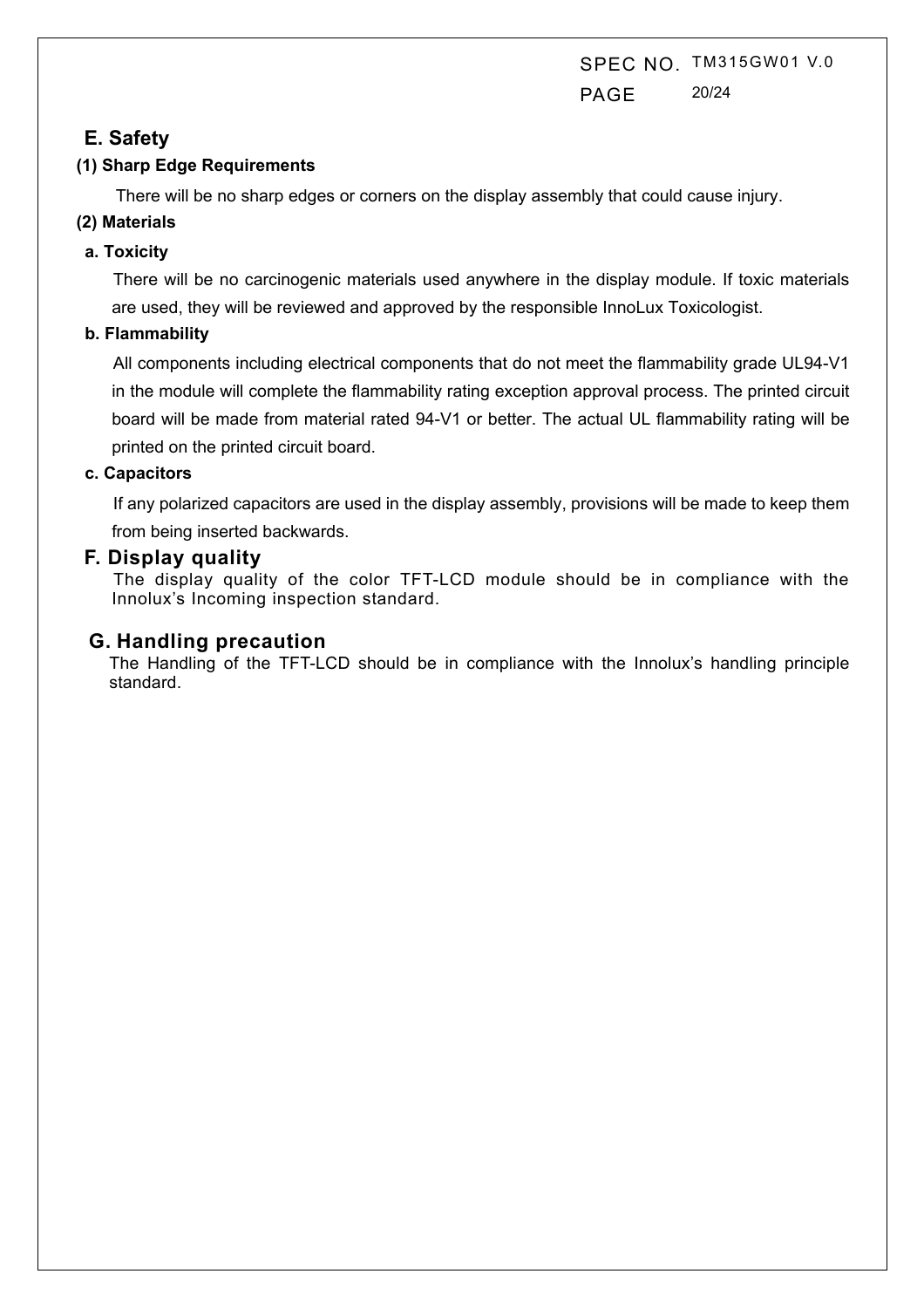## E. Safety

### (1) Sharp Edge Requirements

There will be no sharp edges or corners on the display assembly that could cause injury.

### (2) Materials

**a. Toxicity**

There will be no carcinogenic materials used anywhere in the display module. If toxic materials are used, they will be reviewed and approved by the responsible InnoLux Toxicologist.

**b. Flammability**

All components including electrical components that do not meet the flammability grade UL94-V1 in the module will complete the flammability rating exception approval process. The printed circuit board will be made from material rated 94-V1 or better. The actual UL flammability rating will be printed on the printed circuit board.

**c. Capacitors**

If any polarized capacitors are used in the display assembly, provisions will be made to keep them from being inserted backwards.

## F. Display quality

The display quality of the color TFT-LCD module should be in compliance with the Innolux's Incoming inspection standard.

## G. Handling precaution

The Handling of the TFT-LCD should be in compliance with the Innolux's handling principle standard.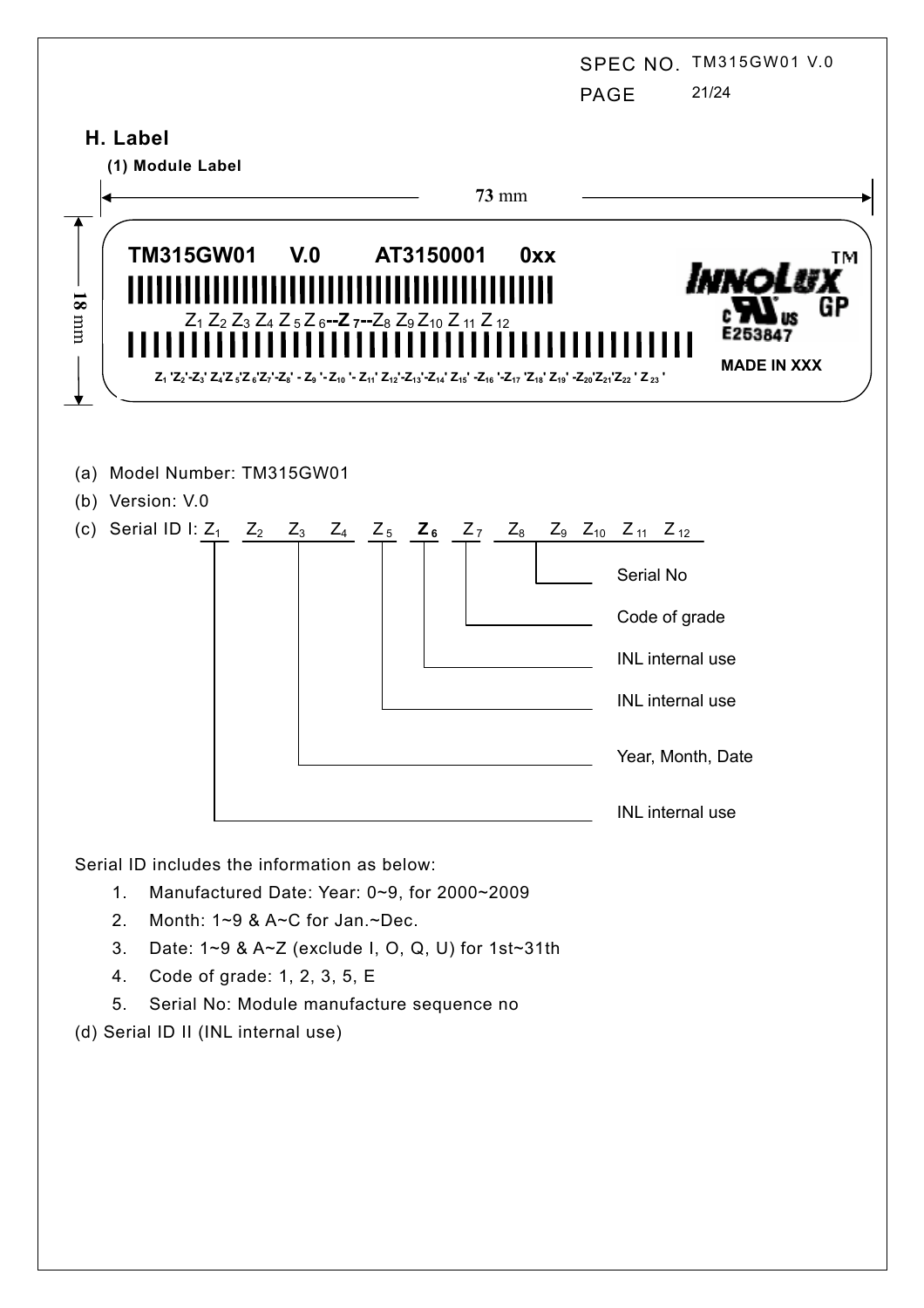## H. Label

### (1) Module Label

73 mm

18 mm

TM315GW01 V.0 AT3150001 0xx

$Z_1 Z_2 Z_3 Z_4 Z_5 Z_6$--$Z_7$--$Z_8 Z_9 Z_{10} Z_{11} Z_{12}$

$Z_1$ '$Z_2$'-$Z_3$' $Z_4$'$Z_5$'$Z_6$'$Z_7$'-$Z_8$' - $Z_9$ '- $Z_{10}$ '- $Z_{11}$' $Z_{12}$'-$Z_{13}$'-$Z_{14}$' $Z_{15}$' -$Z_{16}$ '-$Z_{17}$ '$Z_{18}$' $Z_{19}$' -$Z_{20}$'$Z_{21}$'$Z_{22}$ ' $Z_{23}$ '

INNOLUX TM GP

E253847

MADE IN XXX

(a) Model Number: TM315GW01

(b) Version: V.0

(c) Serial ID I: $Z_1$ $Z_2$ $Z_3$ $Z_4$ $Z_5$ $Z_6$ $Z_7$ $Z_8$ $Z_9$ $Z_{10}$ $Z_{11}$ $Z_{12}$

- $Z_1$: INL internal use
- $Z_2$ $Z_3$ $Z_4$: Year, Month, Date
- $Z_5$: INL internal use
- $Z_6$: INL internal use
- $Z_7$: Code of grade
- $Z_8$ ~ $Z_{12}$: Serial No

Serial ID includes the information as below:

1. Manufactured Date: Year: 0~9, for 2000~2009
2. Month: 1~9 & A~C for Jan.~Dec.
3. Date: 1~9 & A~Z (exclude I, O, Q, U) for 1st~31th
4. Code of grade: 1, 2, 3, 5, E
5. Serial No: Module manufacture sequence no

(d) Serial ID II (INL internal use)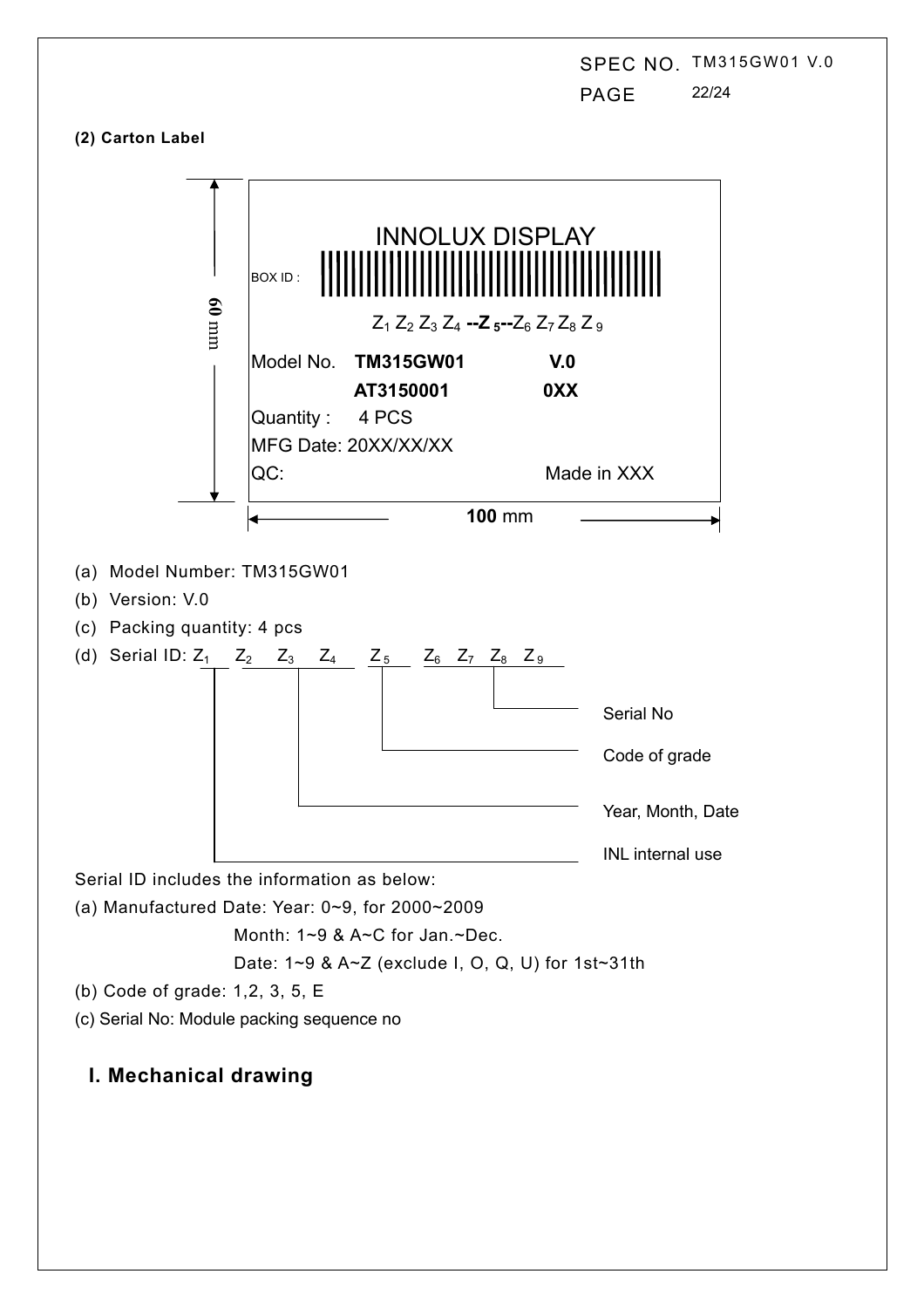**(2) Carton Label**

INNOLUX DISPLAY

BOX ID :

$Z_1$ $Z_2$ $Z_3$ $Z_4$ **--$Z_5$--**$Z_6$ $Z_7$ $Z_8$ $Z_9$

Model No. **TM315GW01** **V.0**

**AT3150001** **0XX**

Quantity : 4 PCS

MFG Date: 20XX/XX/XX

QC: Made in XXX

60 mm

**100** mm

(a) Model Number: TM315GW01

(b) Version: V.0

(c) Packing quantity: 4 pcs

(d) Serial ID: $Z_1$ $Z_2$ $Z_3$ $Z_4$ $Z_5$ $Z_6$ $Z_7$ $Z_8$ $Z_9$

- Serial No
- Code of grade
- Year, Month, Date
- INL internal use

Serial ID includes the information as below:

(a) Manufactured Date: Year: 0~9, for 2000~2009

Month: 1~9 & A~C for Jan.~Dec.

Date: 1~9 & A~Z (exclude I, O, Q, U) for 1st~31th

(b) Code of grade: 1,2, 3, 5, E

(c) Serial No: Module packing sequence no

## I. Mechanical drawing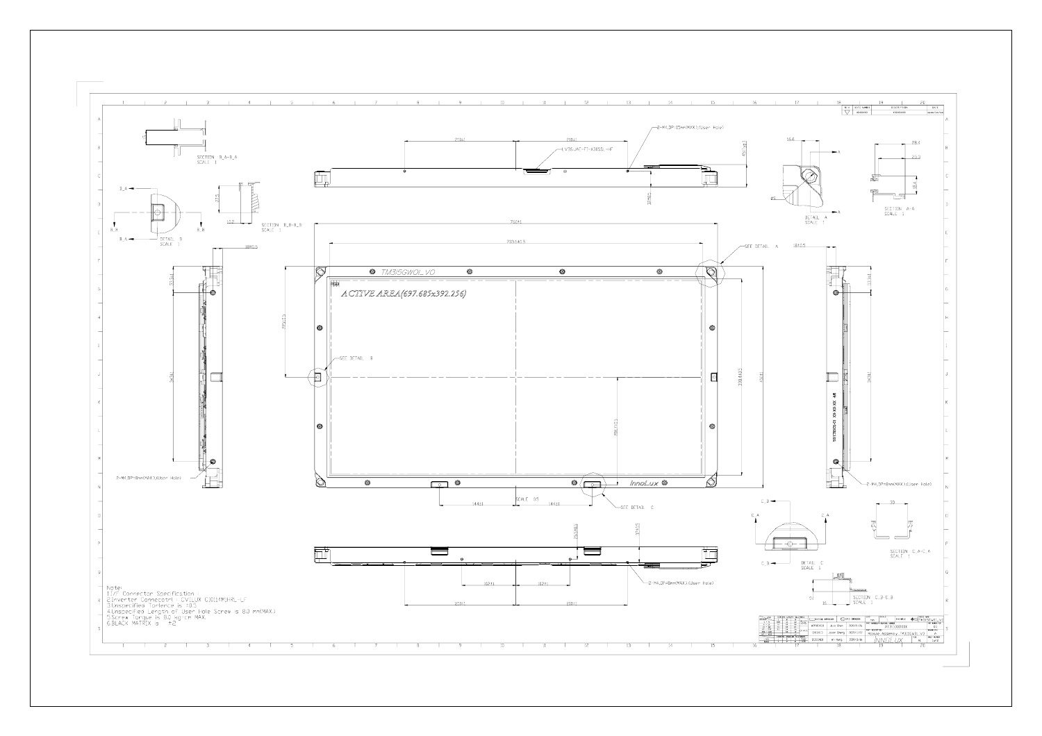Note:
1.I/F Connector Specification :
2.Inverter Connecotr : CVILUX CI0114M1HRL-LF
3.Unspecified Torlence is ±0.3
4.Unspecified Length of User Hole Screw is 8.0 mm(MAX).
5.Screw Torque is 8.0 kg-cm MAX.
6.BLACK MATRIX is ±2

ACTIVE AREA(697.685x392.256)

TM315GW01_V0

InnoLux

SECTION B_A-B_A SCALE 1

SECTION B_B-B_B SCALE 1

DETAIL B SCALE 1

DETAIL A SCALE 1

SECTION A-A SCALE 1

DETAIL C SCALE 1

SECTION C_A-C_A SCALE 1

SECTION C_B-C_B SCALE 1

SEE DETAIL A

SEE DETAIL B

SEE DETAIL C

2-M4,DP=15mm(MAX).(User Hole)

2-M4,DP=8mm(MAX).(User Hole)

LVDS:JAE-FI-X30SSL-HF

SCALE 0.5

750±1

703.6±0.5

Module Assembly_TM315GW01_V0

INNOLUX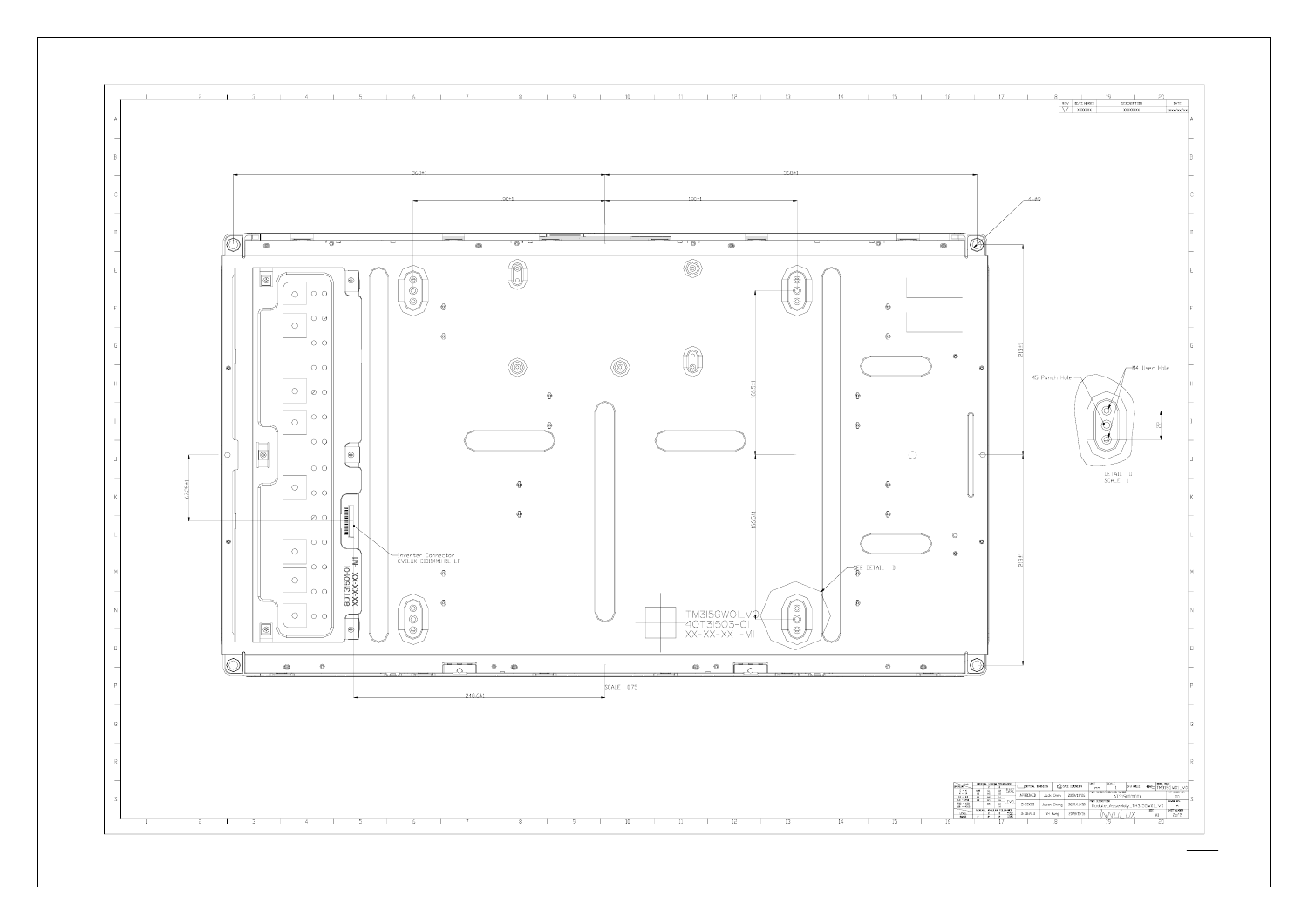360±1

358±1

190±1

190±1

4-Ø9

203±1

166±1

166±1

203±1

M5 Punch Hole

M4 User Hole

20

DETAIL D
SCALE 1

62.25±1

Inverter Connector
CVILUX CI0314M1-RL-LF

80T31601-01
XX-XX-XX -M1

TM315CW01_V0
40T31603-01
XX-XX-XX -M1

SEE DETAIL D

246.6±1

SCALE 0.75

| REV | ECN NUMBER | DESCRIPTION | DATE |
| --- | --- | --- | --- |
| | XXXXXXX | XXXXXXX | |

APPROVED: Jacob Chen

CHECKED: Jason Zhong

DESIGNED: Win Kang

Module Assembly_TM315CW01_V0

INNOLUX